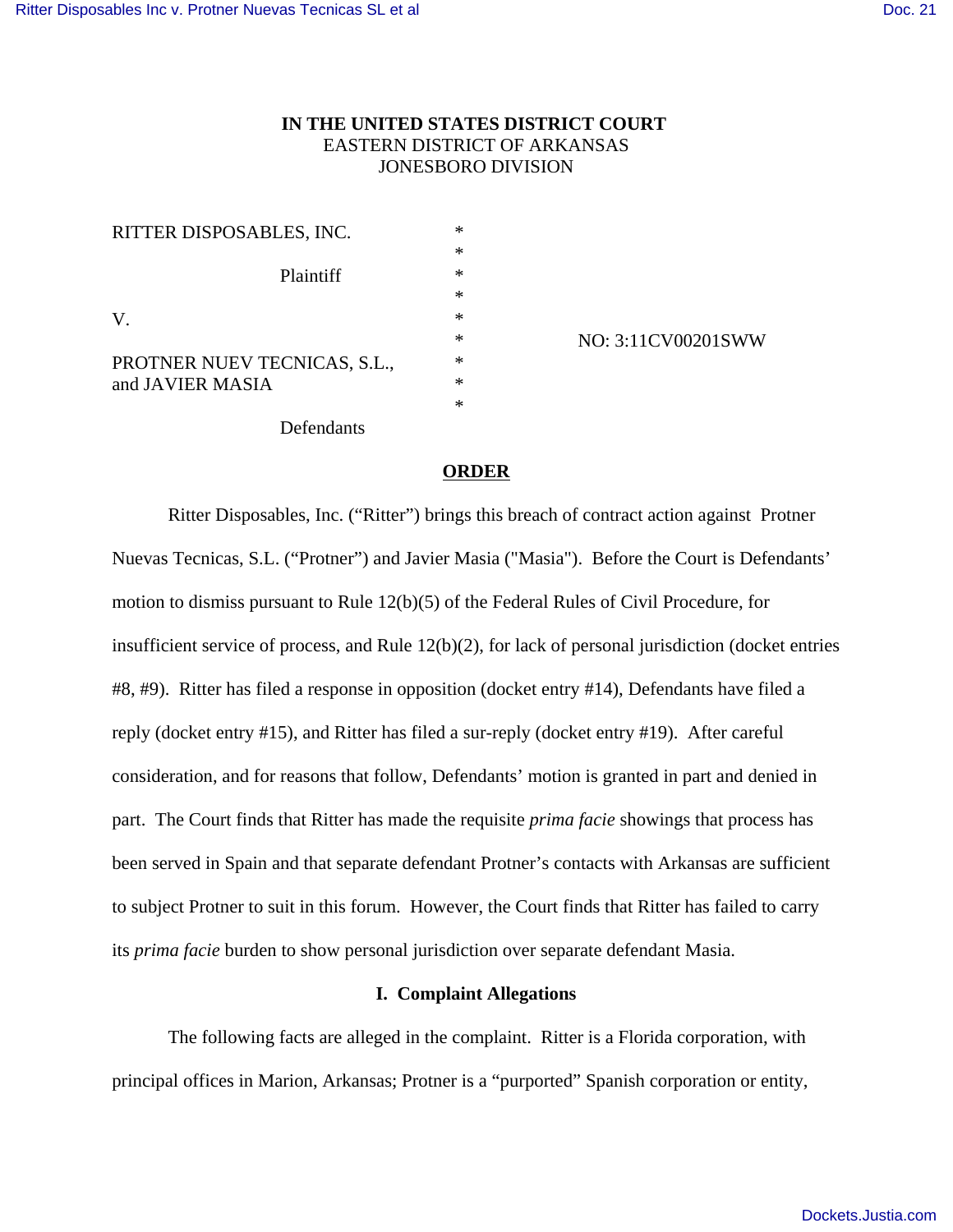**IN THE UNITED STATES DISTRICT COURT**
EASTERN DISTRICT OF ARKANSAS
JONESBORO DIVISION

RITTER DISPOSABLES, INC. *
*
Plaintiff *
*
V. *
* NO: 3:11CV00201SWW
PROTNER NUEV TECNICAS, S.L., *
and JAVIER MASIA *
*
Defendants

**ORDER**

Ritter Disposables, Inc. ("Ritter") brings this breach of contract action against Protner Nuevas Tecnicas, S.L. ("Protner") and Javier Masia ("Masia"). Before the Court is Defendants' motion to dismiss pursuant to Rule 12(b)(5) of the Federal Rules of Civil Procedure, for insufficient service of process, and Rule 12(b)(2), for lack of personal jurisdiction (docket entries #8, #9). Ritter has filed a response in opposition (docket entry #14), Defendants have filed a reply (docket entry #15), and Ritter has filed a sur-reply (docket entry #19). After careful consideration, and for reasons that follow, Defendants' motion is granted in part and denied in part. The Court finds that Ritter has made the requisite *prima facie* showings that process has been served in Spain and that separate defendant Protner's contacts with Arkansas are sufficient to subject Protner to suit in this forum. However, the Court finds that Ritter has failed to carry its *prima facie* burden to show personal jurisdiction over separate defendant Masia.

**I. Complaint Allegations**

The following facts are alleged in the complaint. Ritter is a Florida corporation, with principal offices in Marion, Arkansas; Protner is a "purported" Spanish corporation or entity,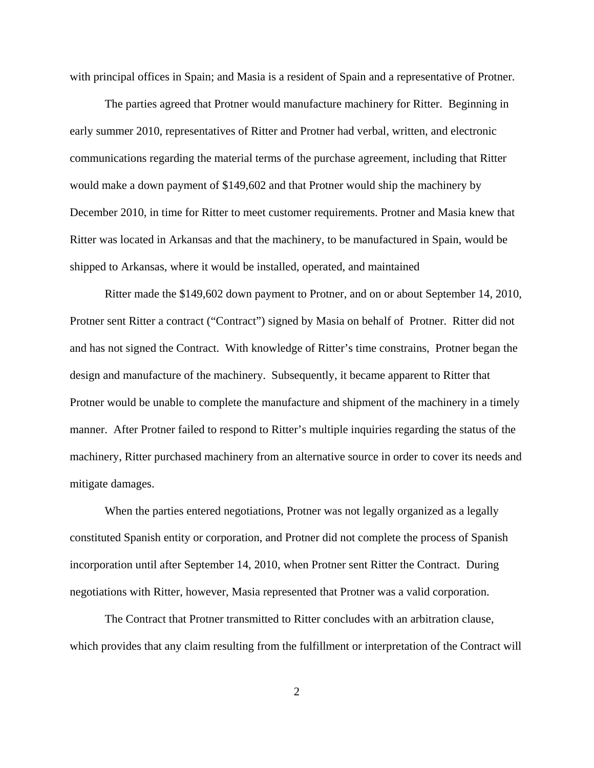with principal offices in Spain; and Masia is a resident of Spain and a representative of Protner.

The parties agreed that Protner would manufacture machinery for Ritter. Beginning in early summer 2010, representatives of Ritter and Protner had verbal, written, and electronic communications regarding the material terms of the purchase agreement, including that Ritter would make a down payment of $149,602 and that Protner would ship the machinery by December 2010, in time for Ritter to meet customer requirements. Protner and Masia knew that Ritter was located in Arkansas and that the machinery, to be manufactured in Spain, would be shipped to Arkansas, where it would be installed, operated, and maintained

Ritter made the $149,602 down payment to Protner, and on or about September 14, 2010, Protner sent Ritter a contract ("Contract") signed by Masia on behalf of Protner. Ritter did not and has not signed the Contract. With knowledge of Ritter's time constrains, Protner began the design and manufacture of the machinery. Subsequently, it became apparent to Ritter that Protner would be unable to complete the manufacture and shipment of the machinery in a timely manner. After Protner failed to respond to Ritter's multiple inquiries regarding the status of the machinery, Ritter purchased machinery from an alternative source in order to cover its needs and mitigate damages.

When the parties entered negotiations, Protner was not legally organized as a legally constituted Spanish entity or corporation, and Protner did not complete the process of Spanish incorporation until after September 14, 2010, when Protner sent Ritter the Contract. During negotiations with Ritter, however, Masia represented that Protner was a valid corporation.

The Contract that Protner transmitted to Ritter concludes with an arbitration clause, which provides that any claim resulting from the fulfillment or interpretation of the Contract will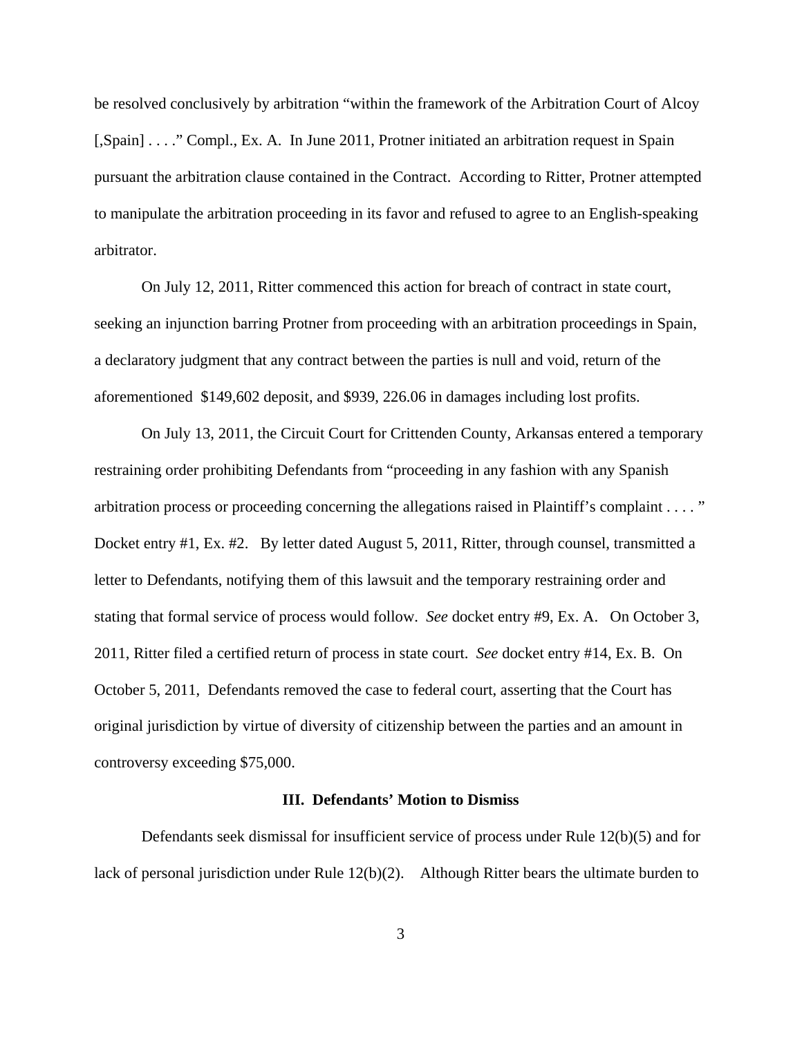be resolved conclusively by arbitration "within the framework of the Arbitration Court of Alcoy [,Spain] . . . ." Compl., Ex. A. In June 2011, Protner initiated an arbitration request in Spain pursuant the arbitration clause contained in the Contract. According to Ritter, Protner attempted to manipulate the arbitration proceeding in its favor and refused to agree to an English-speaking arbitrator.

On July 12, 2011, Ritter commenced this action for breach of contract in state court, seeking an injunction barring Protner from proceeding with an arbitration proceedings in Spain, a declaratory judgment that any contract between the parties is null and void, return of the aforementioned $149,602 deposit, and $939, 226.06 in damages including lost profits.

On July 13, 2011, the Circuit Court for Crittenden County, Arkansas entered a temporary restraining order prohibiting Defendants from "proceeding in any fashion with any Spanish arbitration process or proceeding concerning the allegations raised in Plaintiff's complaint . . . . " Docket entry #1, Ex. #2. By letter dated August 5, 2011, Ritter, through counsel, transmitted a letter to Defendants, notifying them of this lawsuit and the temporary restraining order and stating that formal service of process would follow. *See* docket entry #9, Ex. A. On October 3, 2011, Ritter filed a certified return of process in state court. *See* docket entry #14, Ex. B. On October 5, 2011, Defendants removed the case to federal court, asserting that the Court has original jurisdiction by virtue of diversity of citizenship between the parties and an amount in controversy exceeding $75,000.

### III. Defendants' Motion to Dismiss

Defendants seek dismissal for insufficient service of process under Rule 12(b)(5) and for lack of personal jurisdiction under Rule 12(b)(2). Although Ritter bears the ultimate burden to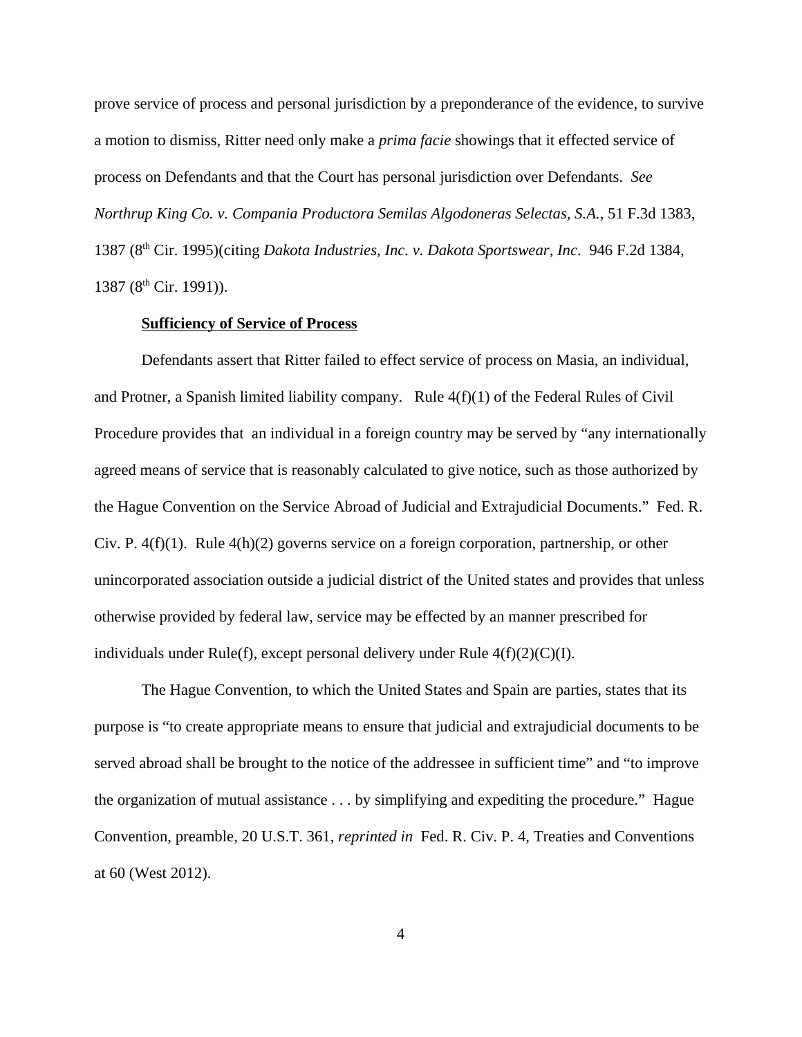prove service of process and personal jurisdiction by a preponderance of the evidence, to survive a motion to dismiss, Ritter need only make a *prima facie* showings that it effected service of process on Defendants and that the Court has personal jurisdiction over Defendants. *See Northrup King Co. v. Compania Productora Semilas Algodoneras Selectas, S.A.*, 51 F.3d 1383, 1387 (8th Cir. 1995)(citing *Dakota Industries, Inc. v. Dakota Sportswear, Inc*. 946 F.2d 1384, 1387 (8th Cir. 1991)).

**Sufficiency of Service of Process**

Defendants assert that Ritter failed to effect service of process on Masia, an individual, and Protner, a Spanish limited liability company. Rule 4(f)(1) of the Federal Rules of Civil Procedure provides that an individual in a foreign country may be served by "any internationally agreed means of service that is reasonably calculated to give notice, such as those authorized by the Hague Convention on the Service Abroad of Judicial and Extrajudicial Documents." Fed. R. Civ. P. 4(f)(1). Rule 4(h)(2) governs service on a foreign corporation, partnership, or other unincorporated association outside a judicial district of the United states and provides that unless otherwise provided by federal law, service may be effected by an manner prescribed for individuals under Rule(f), except personal delivery under Rule 4(f)(2)(C)(I).

The Hague Convention, to which the United States and Spain are parties, states that its purpose is "to create appropriate means to ensure that judicial and extrajudicial documents to be served abroad shall be brought to the notice of the addressee in sufficient time" and "to improve the organization of mutual assistance . . . by simplifying and expediting the procedure." Hague Convention, preamble, 20 U.S.T. 361, *reprinted in* Fed. R. Civ. P. 4, Treaties and Conventions at 60 (West 2012).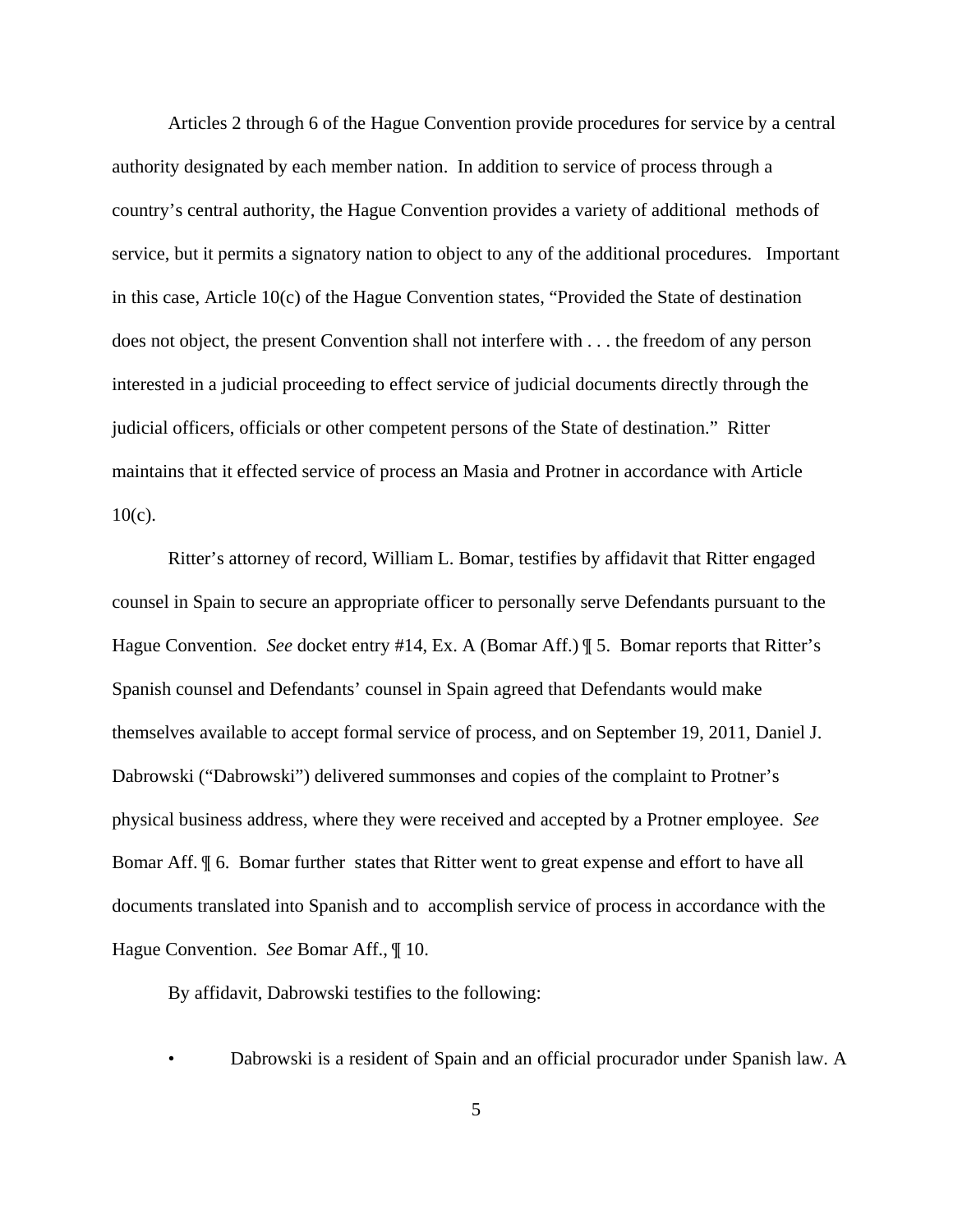Articles 2 through 6 of the Hague Convention provide procedures for service by a central authority designated by each member nation. In addition to service of process through a country's central authority, the Hague Convention provides a variety of additional methods of service, but it permits a signatory nation to object to any of the additional procedures. Important in this case, Article 10(c) of the Hague Convention states, "Provided the State of destination does not object, the present Convention shall not interfere with . . . the freedom of any person interested in a judicial proceeding to effect service of judicial documents directly through the judicial officers, officials or other competent persons of the State of destination." Ritter maintains that it effected service of process an Masia and Protner in accordance with Article 10(c).

Ritter's attorney of record, William L. Bomar, testifies by affidavit that Ritter engaged counsel in Spain to secure an appropriate officer to personally serve Defendants pursuant to the Hague Convention. *See* docket entry #14, Ex. A (Bomar Aff.) ¶ 5. Bomar reports that Ritter's Spanish counsel and Defendants' counsel in Spain agreed that Defendants would make themselves available to accept formal service of process, and on September 19, 2011, Daniel J. Dabrowski ("Dabrowski") delivered summonses and copies of the complaint to Protner's physical business address, where they were received and accepted by a Protner employee. *See* Bomar Aff. ¶ 6. Bomar further states that Ritter went to great expense and effort to have all documents translated into Spanish and to accomplish service of process in accordance with the Hague Convention. *See* Bomar Aff., ¶ 10.

By affidavit, Dabrowski testifies to the following:

- Dabrowski is a resident of Spain and an official procurador under Spanish law. A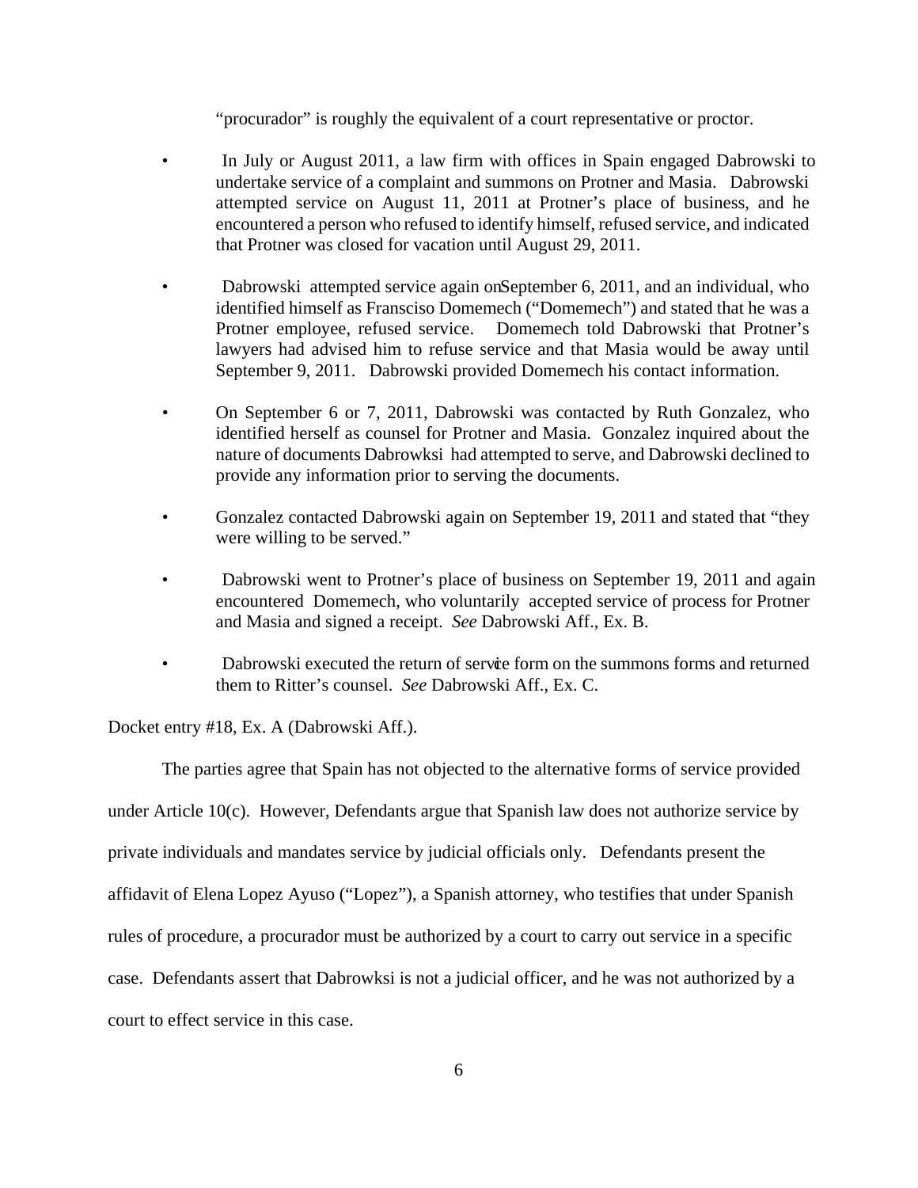"procurador" is roughly the equivalent of a court representative or proctor.

- In July or August 2011, a law firm with offices in Spain engaged Dabrowski to undertake service of a complaint and summons on Protner and Masia. Dabrowski attempted service on August 11, 2011 at Protner's place of business, and he encountered a person who refused to identify himself, refused service, and indicated that Protner was closed for vacation until August 29, 2011.

- Dabrowski attempted service again on September 6, 2011, and an individual, who identified himself as Fransciso Domemech ("Domemech") and stated that he was a Protner employee, refused service. Domemech told Dabrowski that Protner's lawyers had advised him to refuse service and that Masia would be away until September 9, 2011. Dabrowski provided Domemech his contact information.

- On September 6 or 7, 2011, Dabrowski was contacted by Ruth Gonzalez, who identified herself as counsel for Protner and Masia. Gonzalez inquired about the nature of documents Dabrowksi had attempted to serve, and Dabrowski declined to provide any information prior to serving the documents.

- Gonzalez contacted Dabrowski again on September 19, 2011 and stated that "they were willing to be served."

- Dabrowski went to Protner's place of business on September 19, 2011 and again encountered Domemech, who voluntarily accepted service of process for Protner and Masia and signed a receipt. *See* Dabrowski Aff., Ex. B.

- Dabrowski executed the return of service form on the summons forms and returned them to Ritter's counsel. *See* Dabrowski Aff., Ex. C.

Docket entry #18, Ex. A (Dabrowski Aff.).

The parties agree that Spain has not objected to the alternative forms of service provided under Article 10(c). However, Defendants argue that Spanish law does not authorize service by private individuals and mandates service by judicial officials only. Defendants present the affidavit of Elena Lopez Ayuso ("Lopez"), a Spanish attorney, who testifies that under Spanish rules of procedure, a procurador must be authorized by a court to carry out service in a specific case. Defendants assert that Dabrowksi is not a judicial officer, and he was not authorized by a court to effect service in this case.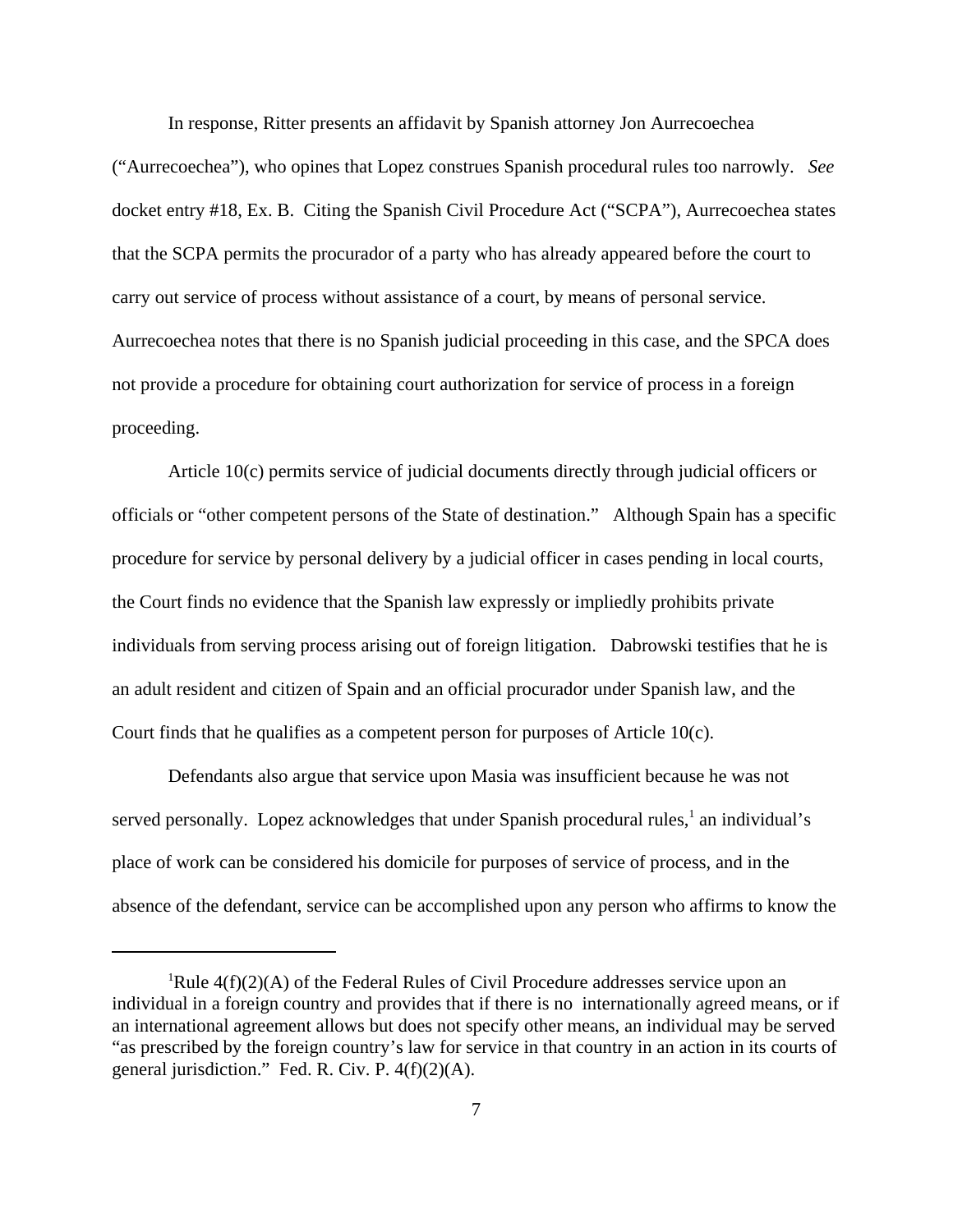In response, Ritter presents an affidavit by Spanish attorney Jon Aurrecoechea ("Aurrecoechea"), who opines that Lopez construes Spanish procedural rules too narrowly. *See* docket entry #18, Ex. B. Citing the Spanish Civil Procedure Act ("SCPA"), Aurrecoechea states that the SCPA permits the procurador of a party who has already appeared before the court to carry out service of process without assistance of a court, by means of personal service. Aurrecoechea notes that there is no Spanish judicial proceeding in this case, and the SPCA does not provide a procedure for obtaining court authorization for service of process in a foreign proceeding.

Article 10(c) permits service of judicial documents directly through judicial officers or officials or "other competent persons of the State of destination." Although Spain has a specific procedure for service by personal delivery by a judicial officer in cases pending in local courts, the Court finds no evidence that the Spanish law expressly or impliedly prohibits private individuals from serving process arising out of foreign litigation. Dabrowski testifies that he is an adult resident and citizen of Spain and an official procurador under Spanish law, and the Court finds that he qualifies as a competent person for purposes of Article 10(c).

Defendants also argue that service upon Masia was insufficient because he was not served personally. Lopez acknowledges that under Spanish procedural rules,[1] an individual's place of work can be considered his domicile for purposes of service of process, and in the absence of the defendant, service can be accomplished upon any person who affirms to know the

---

[1]Rule 4(f)(2)(A) of the Federal Rules of Civil Procedure addresses service upon an individual in a foreign country and provides that if there is no internationally agreed means, or if an international agreement allows but does not specify other means, an individual may be served "as prescribed by the foreign country's law for service in that country in an action in its courts of general jurisdiction." Fed. R. Civ. P. 4(f)(2)(A).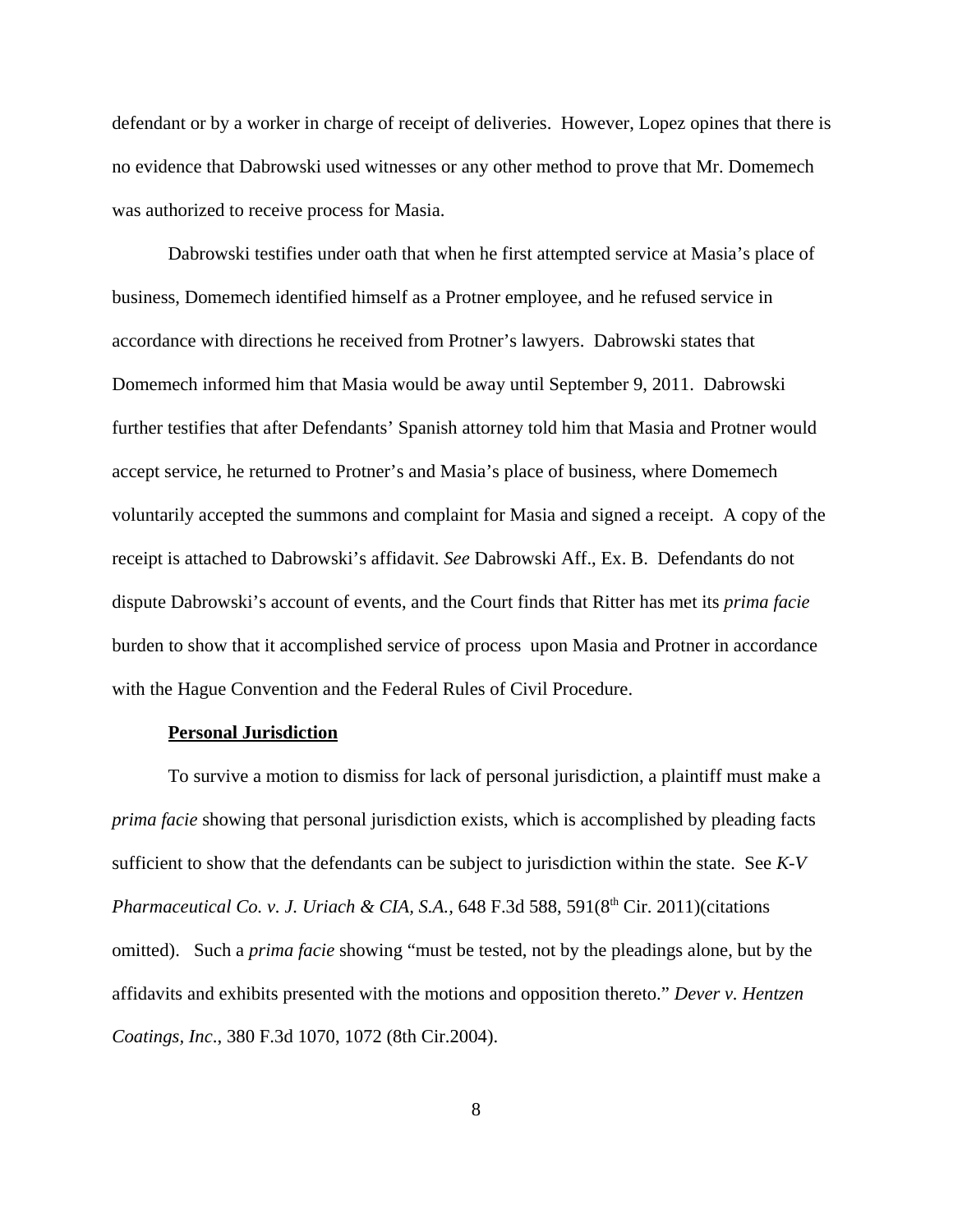defendant or by a worker in charge of receipt of deliveries. However, Lopez opines that there is no evidence that Dabrowski used witnesses or any other method to prove that Mr. Domemech was authorized to receive process for Masia.

Dabrowski testifies under oath that when he first attempted service at Masia's place of business, Domemech identified himself as a Protner employee, and he refused service in accordance with directions he received from Protner's lawyers. Dabrowski states that Domemech informed him that Masia would be away until September 9, 2011. Dabrowski further testifies that after Defendants' Spanish attorney told him that Masia and Protner would accept service, he returned to Protner's and Masia's place of business, where Domemech voluntarily accepted the summons and complaint for Masia and signed a receipt. A copy of the receipt is attached to Dabrowski's affidavit. *See* Dabrowski Aff., Ex. B. Defendants do not dispute Dabrowski's account of events, and the Court finds that Ritter has met its *prima facie* burden to show that it accomplished service of process upon Masia and Protner in accordance with the Hague Convention and the Federal Rules of Civil Procedure.

**Personal Jurisdiction**

To survive a motion to dismiss for lack of personal jurisdiction, a plaintiff must make a *prima facie* showing that personal jurisdiction exists, which is accomplished by pleading facts sufficient to show that the defendants can be subject to jurisdiction within the state. See *K-V Pharmaceutical Co. v. J. Uriach & CIA, S.A.*, 648 F.3d 588, 591(8th Cir. 2011)(citations omitted). Such a *prima facie* showing "must be tested, not by the pleadings alone, but by the affidavits and exhibits presented with the motions and opposition thereto." *Dever v. Hentzen Coatings, Inc.*, 380 F.3d 1070, 1072 (8th Cir.2004).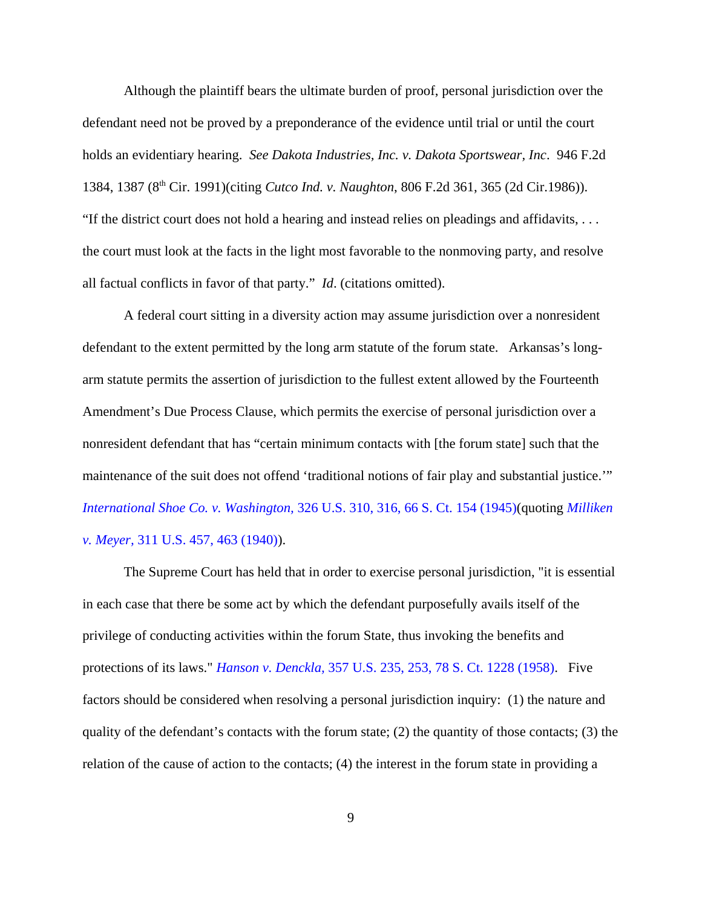Although the plaintiff bears the ultimate burden of proof, personal jurisdiction over the defendant need not be proved by a preponderance of the evidence until trial or until the court holds an evidentiary hearing. *See Dakota Industries, Inc. v. Dakota Sportswear, Inc*. 946 F.2d 1384, 1387 (8th Cir. 1991)(citing *Cutco Ind. v. Naughton*, 806 F.2d 361, 365 (2d Cir.1986)). "If the district court does not hold a hearing and instead relies on pleadings and affidavits, . . . the court must look at the facts in the light most favorable to the nonmoving party, and resolve all factual conflicts in favor of that party." *Id*. (citations omitted).

A federal court sitting in a diversity action may assume jurisdiction over a nonresident defendant to the extent permitted by the long arm statute of the forum state. Arkansas's long-arm statute permits the assertion of jurisdiction to the fullest extent allowed by the Fourteenth Amendment's Due Process Clause, which permits the exercise of personal jurisdiction over a nonresident defendant that has "certain minimum contacts with [the forum state] such that the maintenance of the suit does not offend 'traditional notions of fair play and substantial justice.'" *International Shoe Co. v. Washington,* 326 U.S. 310, 316, 66 S. Ct. 154 (1945)(quoting *Milliken v. Meyer,* 311 U.S. 457, 463 (1940)).

The Supreme Court has held that in order to exercise personal jurisdiction, "it is essential in each case that there be some act by which the defendant purposefully avails itself of the privilege of conducting activities within the forum State, thus invoking the benefits and protections of its laws." *Hanson v. Denckla,* 357 U.S. 235, 253, 78 S. Ct. 1228 (1958). Five factors should be considered when resolving a personal jurisdiction inquiry: (1) the nature and quality of the defendant's contacts with the forum state; (2) the quantity of those contacts; (3) the relation of the cause of action to the contacts; (4) the interest in the forum state in providing a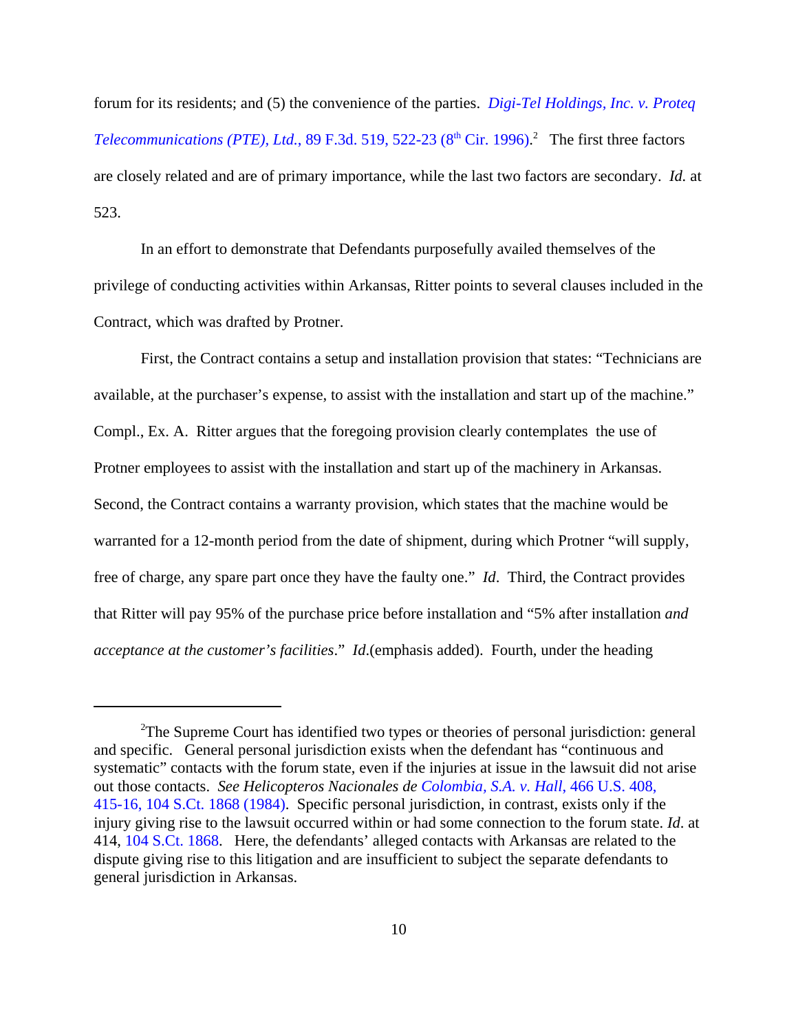forum for its residents; and (5) the convenience of the parties. *Digi-Tel Holdings, Inc. v. Proteq Telecommunications (PTE), Ltd.*, 89 F.3d. 519, 522-23 (8th Cir. 1996).[2] The first three factors are closely related and are of primary importance, while the last two factors are secondary. *Id.* at 523.

In an effort to demonstrate that Defendants purposefully availed themselves of the privilege of conducting activities within Arkansas, Ritter points to several clauses included in the Contract, which was drafted by Protner.

First, the Contract contains a setup and installation provision that states: "Technicians are available, at the purchaser's expense, to assist with the installation and start up of the machine." Compl., Ex. A. Ritter argues that the foregoing provision clearly contemplates the use of Protner employees to assist with the installation and start up of the machinery in Arkansas. Second, the Contract contains a warranty provision, which states that the machine would be warranted for a 12-month period from the date of shipment, during which Protner "will supply, free of charge, any spare part once they have the faulty one." *Id*. Third, the Contract provides that Ritter will pay 95% of the purchase price before installation and "5% after installation *and acceptance at the customer's facilities*." *Id*.(emphasis added). Fourth, under the heading

---

[2]The Supreme Court has identified two types or theories of personal jurisdiction: general and specific. General personal jurisdiction exists when the defendant has "continuous and systematic" contacts with the forum state, even if the injuries at issue in the lawsuit did not arise out those contacts. *See Helicopteros Nacionales de Colombia, S.A. v. Hall*, 466 U.S. 408, 415-16, 104 S.Ct. 1868 (1984). Specific personal jurisdiction, in contrast, exists only if the injury giving rise to the lawsuit occurred within or had some connection to the forum state. *Id*. at 414, 104 S.Ct. 1868. Here, the defendants' alleged contacts with Arkansas are related to the dispute giving rise to this litigation and are insufficient to subject the separate defendants to general jurisdiction in Arkansas.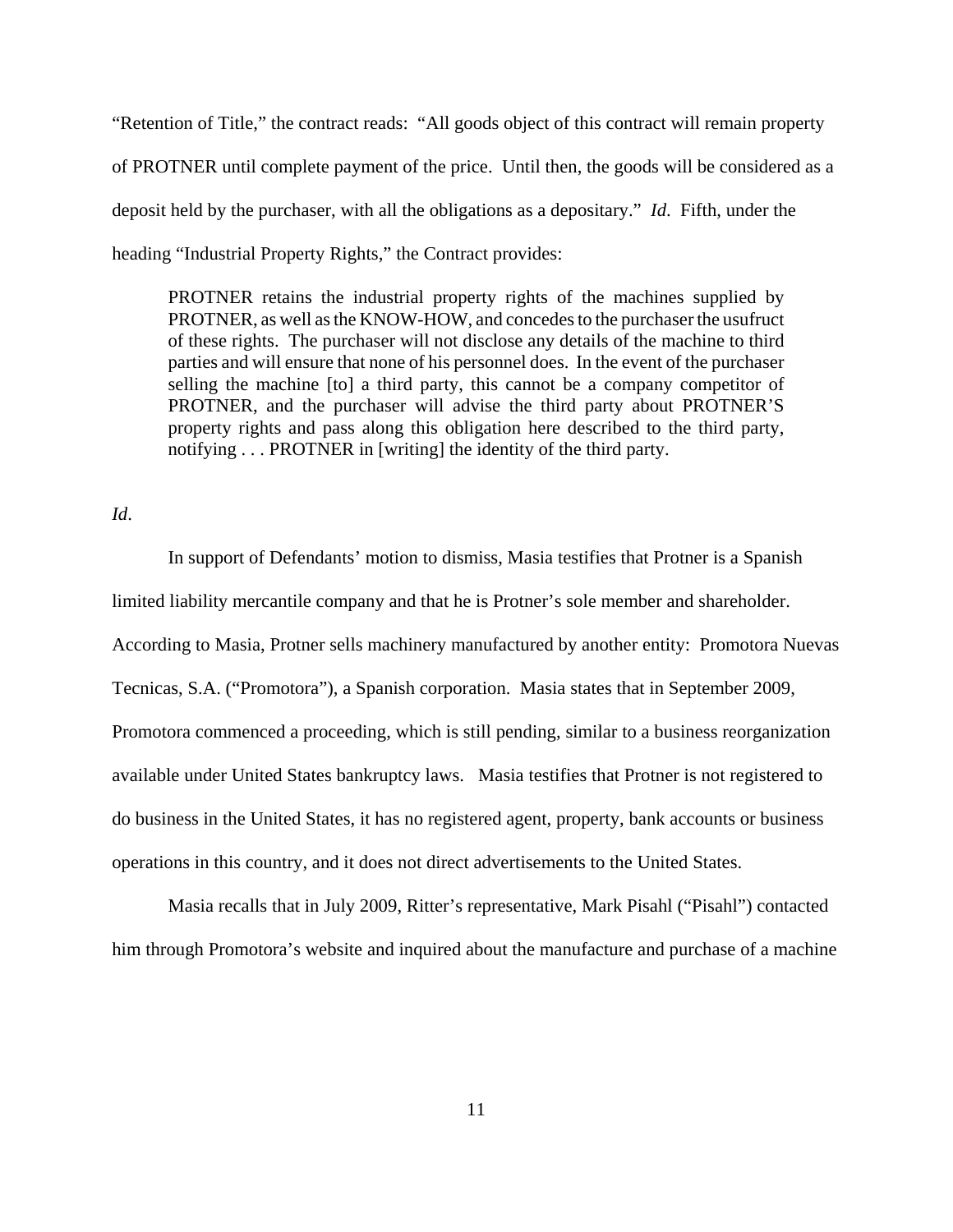"Retention of Title," the contract reads: "All goods object of this contract will remain property of PROTNER until complete payment of the price. Until then, the goods will be considered as a deposit held by the purchaser, with all the obligations as a depositary." *Id*. Fifth, under the heading "Industrial Property Rights," the Contract provides:

> PROTNER retains the industrial property rights of the machines supplied by PROTNER, as well as the KNOW-HOW, and concedes to the purchaser the usufruct of these rights. The purchaser will not disclose any details of the machine to third parties and will ensure that none of his personnel does. In the event of the purchaser selling the machine [to] a third party, this cannot be a company competitor of PROTNER, and the purchaser will advise the third party about PROTNER'S property rights and pass along this obligation here described to the third party, notifying . . . PROTNER in [writing] the identity of the third party.

*Id*.

In support of Defendants' motion to dismiss, Masia testifies that Protner is a Spanish limited liability mercantile company and that he is Protner's sole member and shareholder. According to Masia, Protner sells machinery manufactured by another entity: Promotora Nuevas Tecnicas, S.A. ("Promotora"), a Spanish corporation. Masia states that in September 2009, Promotora commenced a proceeding, which is still pending, similar to a business reorganization available under United States bankruptcy laws. Masia testifies that Protner is not registered to do business in the United States, it has no registered agent, property, bank accounts or business operations in this country, and it does not direct advertisements to the United States.

Masia recalls that in July 2009, Ritter's representative, Mark Pisahl ("Pisahl") contacted him through Promotora's website and inquired about the manufacture and purchase of a machine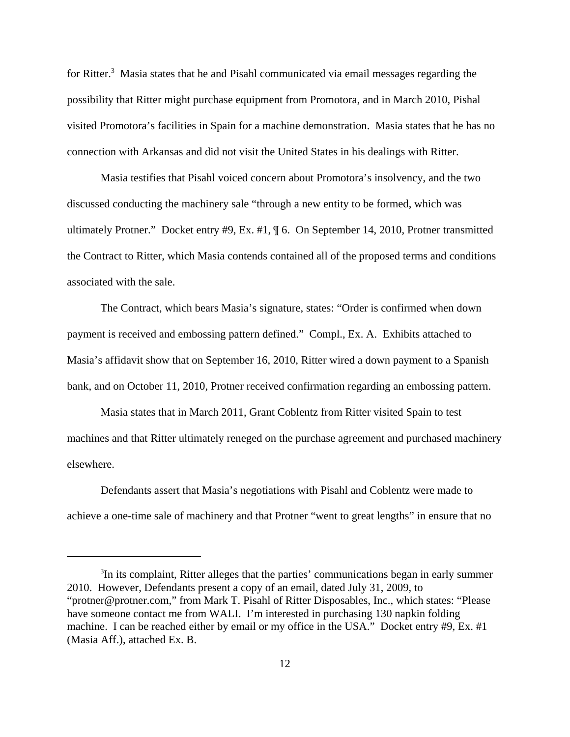for Ritter.[3] Masia states that he and Pisahl communicated via email messages regarding the possibility that Ritter might purchase equipment from Promotora, and in March 2010, Pishal visited Promotora's facilities in Spain for a machine demonstration. Masia states that he has no connection with Arkansas and did not visit the United States in his dealings with Ritter.

Masia testifies that Pisahl voiced concern about Promotora's insolvency, and the two discussed conducting the machinery sale "through a new entity to be formed, which was ultimately Protner." Docket entry #9, Ex. #1, ¶ 6. On September 14, 2010, Protner transmitted the Contract to Ritter, which Masia contends contained all of the proposed terms and conditions associated with the sale.

The Contract, which bears Masia's signature, states: "Order is confirmed when down payment is received and embossing pattern defined." Compl., Ex. A. Exhibits attached to Masia's affidavit show that on September 16, 2010, Ritter wired a down payment to a Spanish bank, and on October 11, 2010, Protner received confirmation regarding an embossing pattern.

Masia states that in March 2011, Grant Coblentz from Ritter visited Spain to test machines and that Ritter ultimately reneged on the purchase agreement and purchased machinery elsewhere.

Defendants assert that Masia's negotiations with Pisahl and Coblentz were made to achieve a one-time sale of machinery and that Protner "went to great lengths" in ensure that no

---

[3] In its complaint, Ritter alleges that the parties' communications began in early summer 2010. However, Defendants present a copy of an email, dated July 31, 2009, to "protner@protner.com," from Mark T. Pisahl of Ritter Disposables, Inc., which states: "Please have someone contact me from WALI. I'm interested in purchasing 130 napkin folding machine. I can be reached either by email or my office in the USA." Docket entry #9, Ex. #1 (Masia Aff.), attached Ex. B.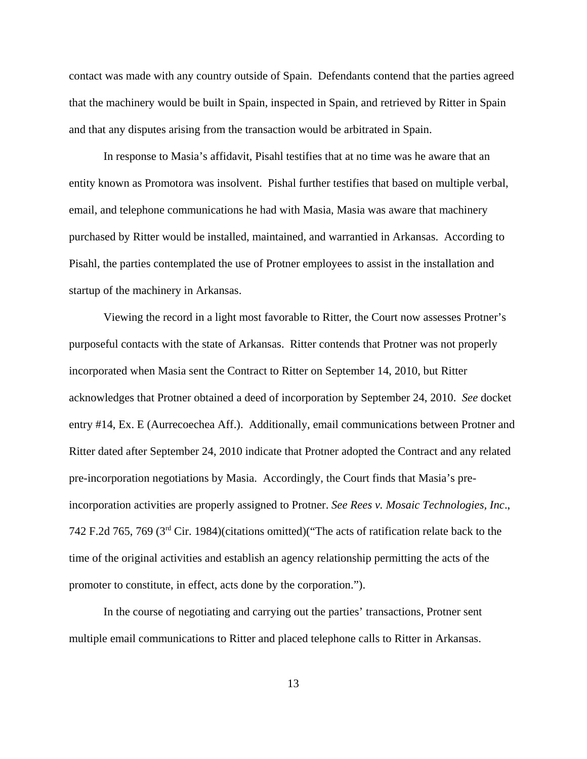contact was made with any country outside of Spain. Defendants contend that the parties agreed that the machinery would be built in Spain, inspected in Spain, and retrieved by Ritter in Spain and that any disputes arising from the transaction would be arbitrated in Spain.

In response to Masia's affidavit, Pisahl testifies that at no time was he aware that an entity known as Promotora was insolvent. Pishal further testifies that based on multiple verbal, email, and telephone communications he had with Masia, Masia was aware that machinery purchased by Ritter would be installed, maintained, and warrantied in Arkansas. According to Pisahl, the parties contemplated the use of Protner employees to assist in the installation and startup of the machinery in Arkansas.

Viewing the record in a light most favorable to Ritter, the Court now assesses Protner's purposeful contacts with the state of Arkansas. Ritter contends that Protner was not properly incorporated when Masia sent the Contract to Ritter on September 14, 2010, but Ritter acknowledges that Protner obtained a deed of incorporation by September 24, 2010. *See* docket entry #14, Ex. E (Aurrecoechea Aff.). Additionally, email communications between Protner and Ritter dated after September 24, 2010 indicate that Protner adopted the Contract and any related pre-incorporation negotiations by Masia. Accordingly, the Court finds that Masia's pre-incorporation activities are properly assigned to Protner. *See Rees v. Mosaic Technologies, Inc*., 742 F.2d 765, 769 (3rd Cir. 1984)(citations omitted)("The acts of ratification relate back to the time of the original activities and establish an agency relationship permitting the acts of the promoter to constitute, in effect, acts done by the corporation.").

In the course of negotiating and carrying out the parties' transactions, Protner sent multiple email communications to Ritter and placed telephone calls to Ritter in Arkansas.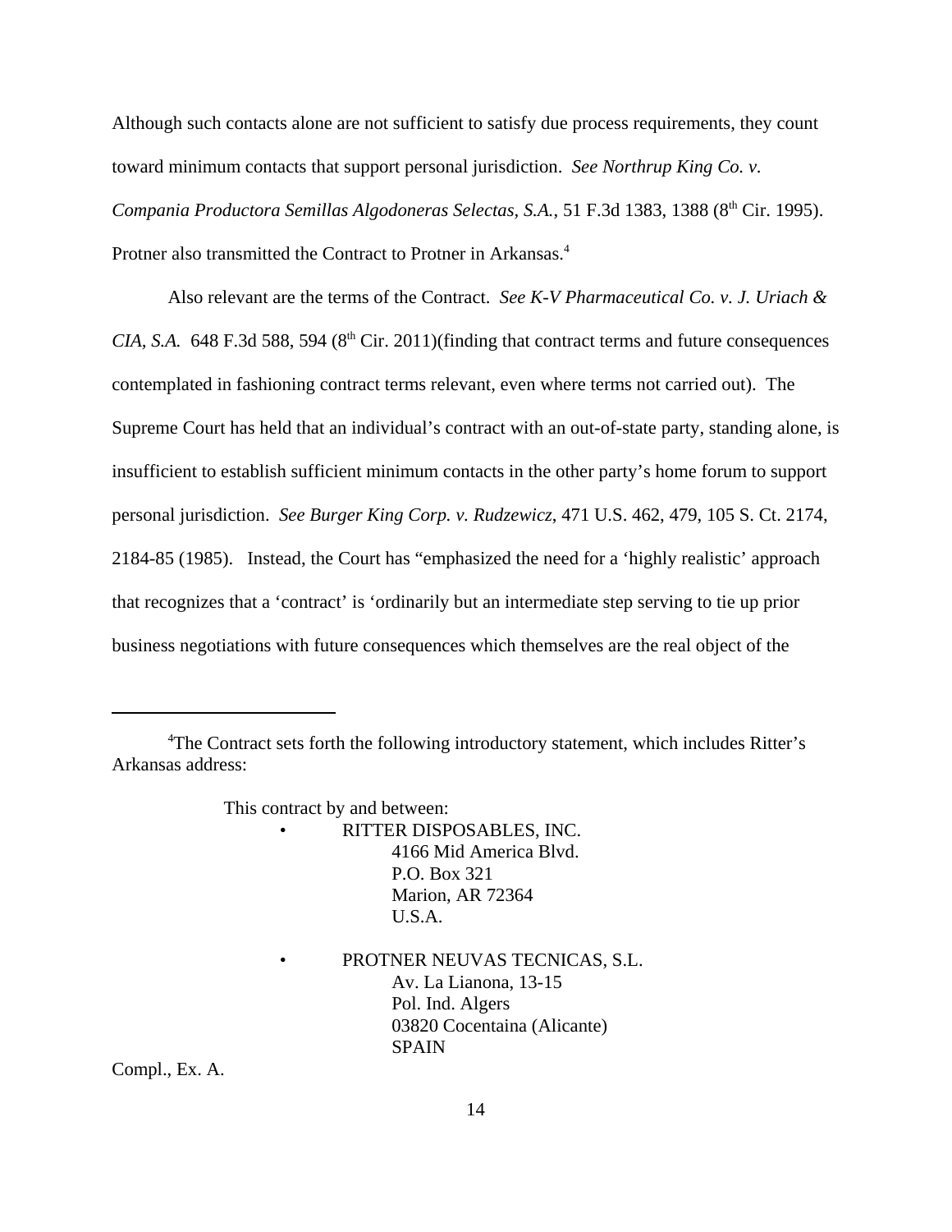Although such contacts alone are not sufficient to satisfy due process requirements, they count toward minimum contacts that support personal jurisdiction. *See Northrup King Co. v. Compania Productora Semillas Algodoneras Selectas, S.A.*, 51 F.3d 1383, 1388 (8th Cir. 1995). Protner also transmitted the Contract to Protner in Arkansas.[4]

Also relevant are the terms of the Contract. *See K-V Pharmaceutical Co. v. J. Uriach & CIA, S.A.* 648 F.3d 588, 594 (8th Cir. 2011)(finding that contract terms and future consequences contemplated in fashioning contract terms relevant, even where terms not carried out). The Supreme Court has held that an individual's contract with an out-of-state party, standing alone, is insufficient to establish sufficient minimum contacts in the other party's home forum to support personal jurisdiction. *See Burger King Corp. v. Rudzewicz*, 471 U.S. 462, 479, 105 S. Ct. 2174, 2184-85 (1985). Instead, the Court has "emphasized the need for a 'highly realistic' approach that recognizes that a 'contract' is 'ordinarily but an intermediate step serving to tie up prior business negotiations with future consequences which themselves are the real object of the

---

[4]The Contract sets forth the following introductory statement, which includes Ritter's Arkansas address:

> This contract by and between:
>
> - RITTER DISPOSABLES, INC.  
>   4166 Mid America Blvd.  
>   P.O. Box 321  
>   Marion, AR 72364  
>   U.S.A.
>
> - PROTNER NEUVAS TECNICAS, S.L.  
>   Av. La Lianona, 13-15  
>   Pol. Ind. Algers  
>   03820 Cocentaina (Alicante)  
>   SPAIN

Compl., Ex. A.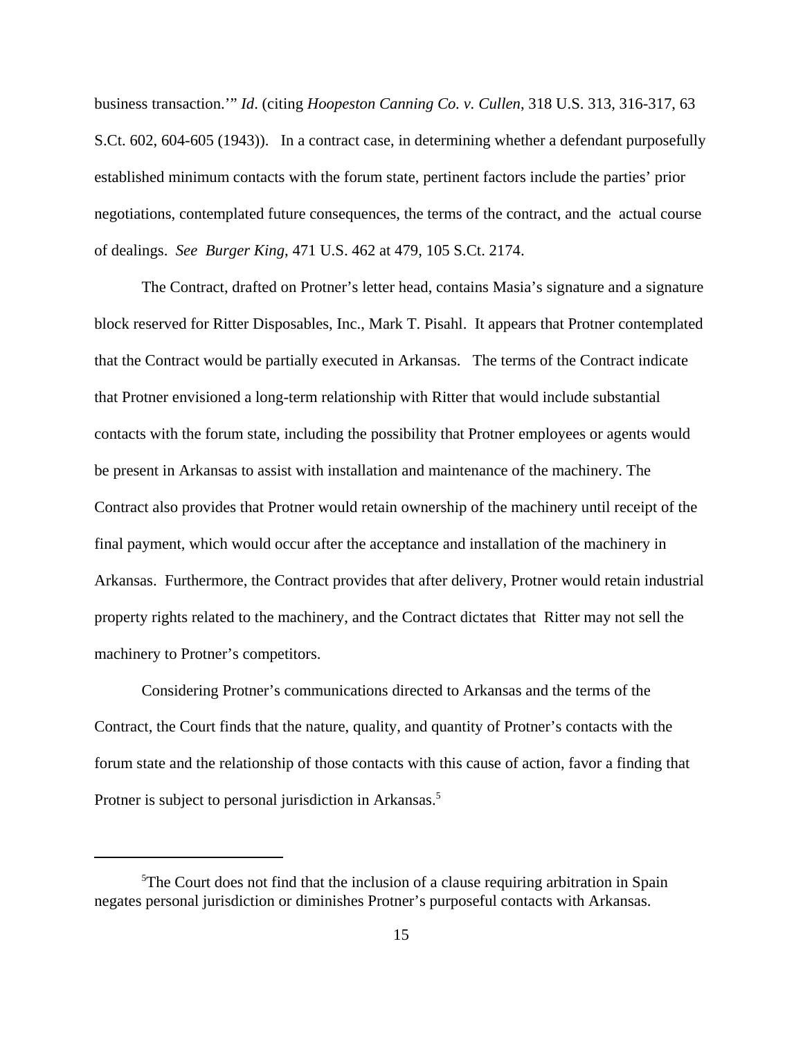business transaction.'" *Id*. (citing *Hoopeston Canning Co. v. Cullen*, 318 U.S. 313, 316-317, 63 S.Ct. 602, 604-605 (1943)). In a contract case, in determining whether a defendant purposefully established minimum contacts with the forum state, pertinent factors include the parties' prior negotiations, contemplated future consequences, the terms of the contract, and the actual course of dealings. *See Burger King*, 471 U.S. 462 at 479, 105 S.Ct. 2174.

The Contract, drafted on Protner's letter head, contains Masia's signature and a signature block reserved for Ritter Disposables, Inc., Mark T. Pisahl. It appears that Protner contemplated that the Contract would be partially executed in Arkansas. The terms of the Contract indicate that Protner envisioned a long-term relationship with Ritter that would include substantial contacts with the forum state, including the possibility that Protner employees or agents would be present in Arkansas to assist with installation and maintenance of the machinery. The Contract also provides that Protner would retain ownership of the machinery until receipt of the final payment, which would occur after the acceptance and installation of the machinery in Arkansas. Furthermore, the Contract provides that after delivery, Protner would retain industrial property rights related to the machinery, and the Contract dictates that Ritter may not sell the machinery to Protner's competitors.

Considering Protner's communications directed to Arkansas and the terms of the Contract, the Court finds that the nature, quality, and quantity of Protner's contacts with the forum state and the relationship of those contacts with this cause of action, favor a finding that Protner is subject to personal jurisdiction in Arkansas.[5]

---

[5]The Court does not find that the inclusion of a clause requiring arbitration in Spain negates personal jurisdiction or diminishes Protner's purposeful contacts with Arkansas.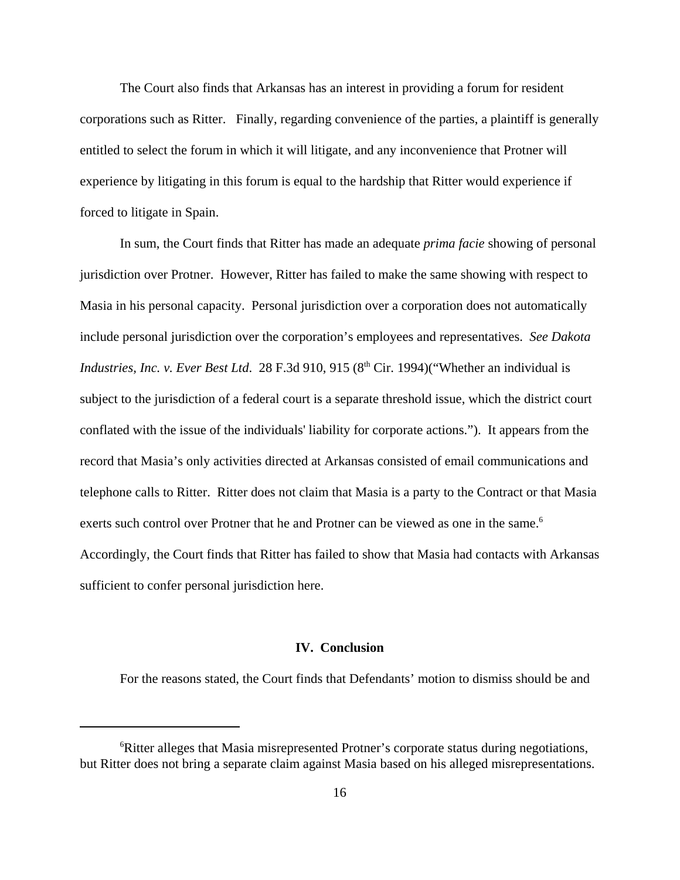The Court also finds that Arkansas has an interest in providing a forum for resident corporations such as Ritter. Finally, regarding convenience of the parties, a plaintiff is generally entitled to select the forum in which it will litigate, and any inconvenience that Protner will experience by litigating in this forum is equal to the hardship that Ritter would experience if forced to litigate in Spain.

In sum, the Court finds that Ritter has made an adequate *prima facie* showing of personal jurisdiction over Protner. However, Ritter has failed to make the same showing with respect to Masia in his personal capacity. Personal jurisdiction over a corporation does not automatically include personal jurisdiction over the corporation's employees and representatives. *See Dakota Industries, Inc. v. Ever Best Ltd*. 28 F.3d 910, 915 (8th Cir. 1994)("Whether an individual is subject to the jurisdiction of a federal court is a separate threshold issue, which the district court conflated with the issue of the individuals' liability for corporate actions."). It appears from the record that Masia's only activities directed at Arkansas consisted of email communications and telephone calls to Ritter. Ritter does not claim that Masia is a party to the Contract or that Masia exerts such control over Protner that he and Protner can be viewed as one in the same.[6] Accordingly, the Court finds that Ritter has failed to show that Masia had contacts with Arkansas sufficient to confer personal jurisdiction here.

## IV. Conclusion

For the reasons stated, the Court finds that Defendants' motion to dismiss should be and

---

[6] Ritter alleges that Masia misrepresented Protner's corporate status during negotiations, but Ritter does not bring a separate claim against Masia based on his alleged misrepresentations.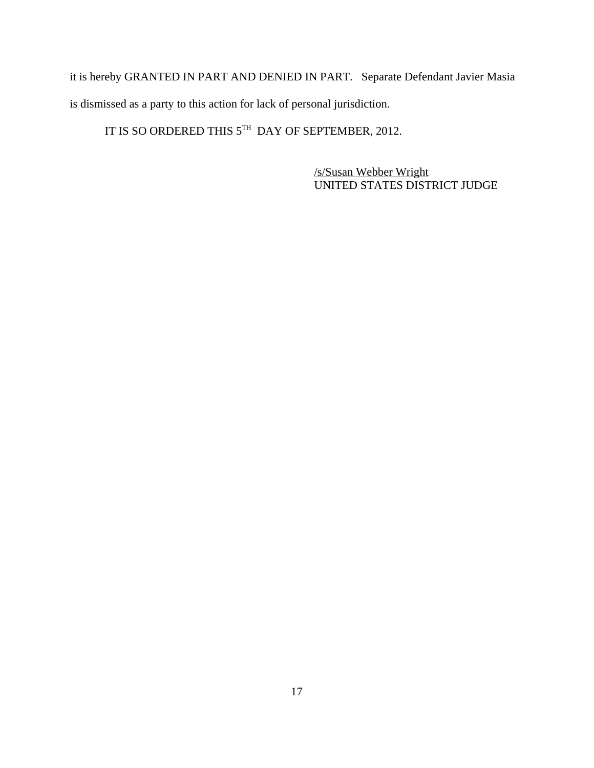it is hereby GRANTED IN PART AND DENIED IN PART. Separate Defendant Javier Masia is dismissed as a party to this action for lack of personal jurisdiction.

IT IS SO ORDERED THIS 5TH DAY OF SEPTEMBER, 2012.

/s/Susan Webber Wright
UNITED STATES DISTRICT JUDGE